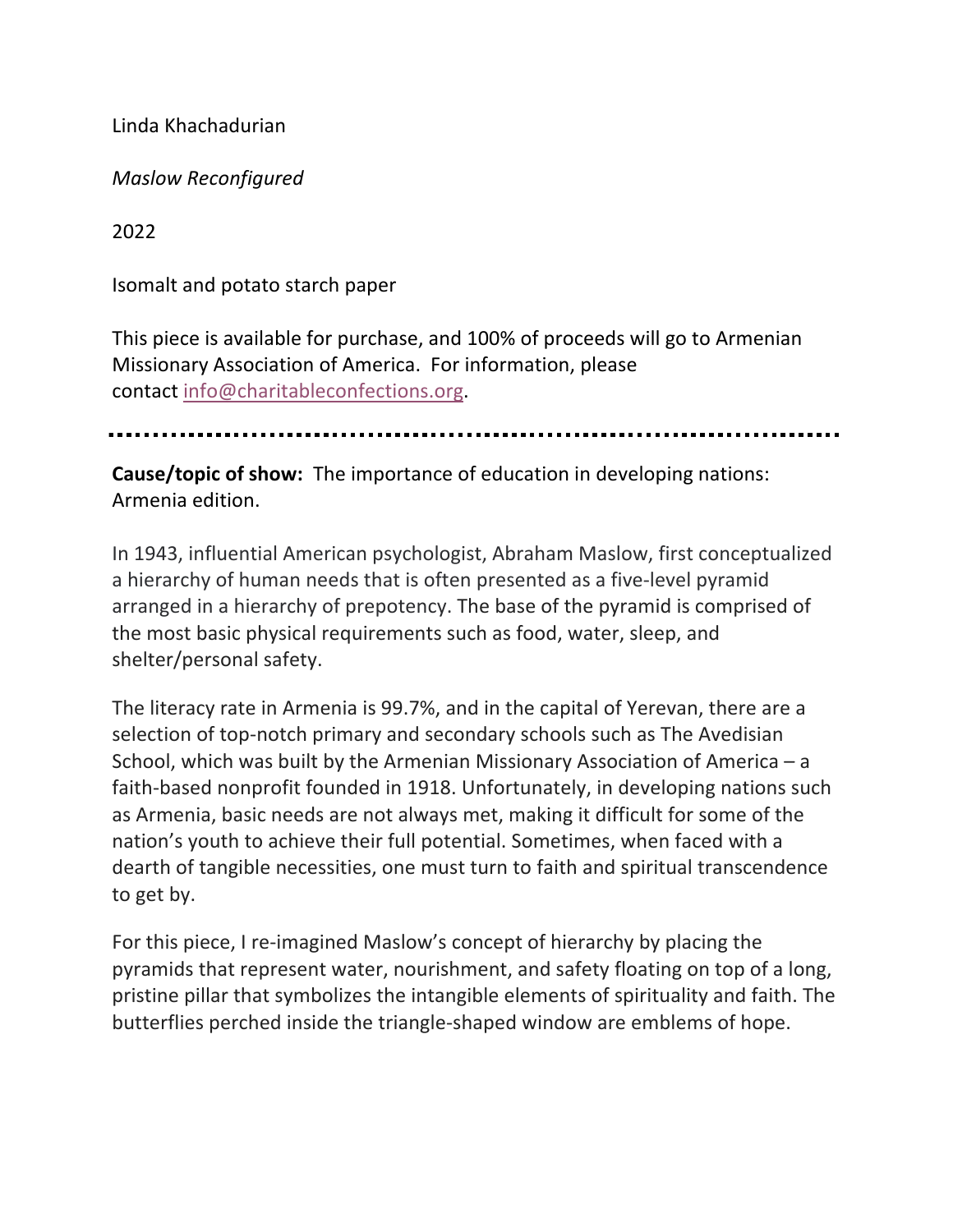Linda Khachadurian

*Maslow Reconfigured*

2022

Isomalt and potato starch paper

This piece is available for purchase, and 100% of proceeds will go to Armenian Missionary Association of America. For information, please contact [info@charitableconfections.org](mailto:info@charitableconfections.org).

---

**Cause/topic of show:** The importance of education in developing nations: Armenia edition.

In 1943, influential American psychologist, Abraham Maslow, first conceptualized a hierarchy of human needs that is often presented as a five-level pyramid arranged in a hierarchy of prepotency. The base of the pyramid is comprised of the most basic physical requirements such as food, water, sleep, and shelter/personal safety.

The literacy rate in Armenia is 99.7%, and in the capital of Yerevan, there are a selection of top-notch primary and secondary schools such as The Avedisian School, which was built by the Armenian Missionary Association of America – a faith-based nonprofit founded in 1918. Unfortunately, in developing nations such as Armenia, basic needs are not always met, making it difficult for some of the nation's youth to achieve their full potential. Sometimes, when faced with a dearth of tangible necessities, one must turn to faith and spiritual transcendence to get by.

For this piece, I re-imagined Maslow's concept of hierarchy by placing the pyramids that represent water, nourishment, and safety floating on top of a long, pristine pillar that symbolizes the intangible elements of spirituality and faith. The butterflies perched inside the triangle-shaped window are emblems of hope.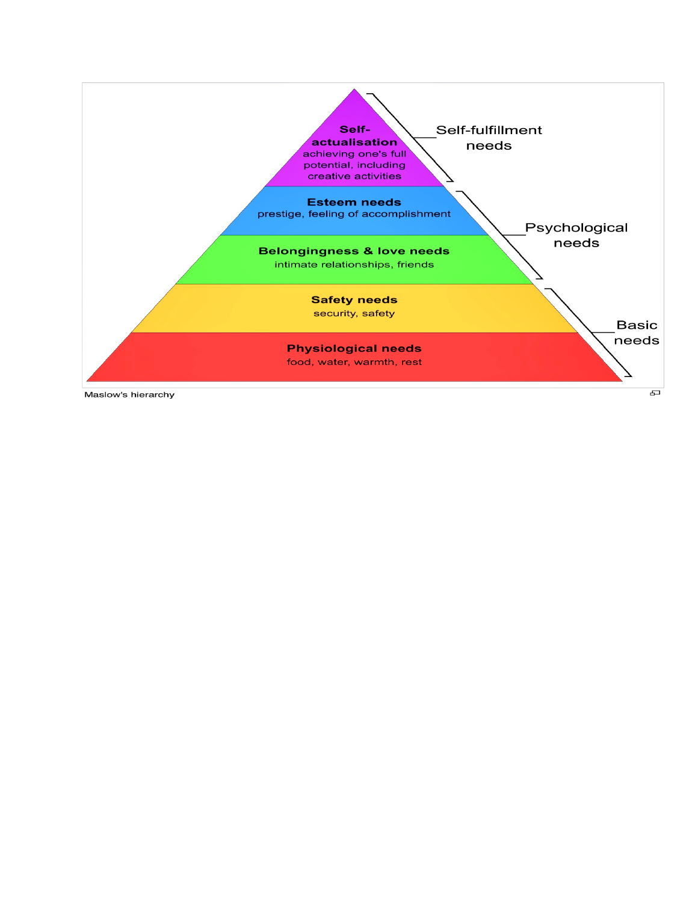Self-actualisation
achieving one's full potential, including creative activities

Esteem needs
prestige, feeling of accomplishment

Belongingness & love needs
intimate relationships, friends

Safety needs
security, safety

Physiological needs
food, water, warmth, rest

Self-fulfillment needs

Psychological needs

Basic needs

Maslow's hierarchy